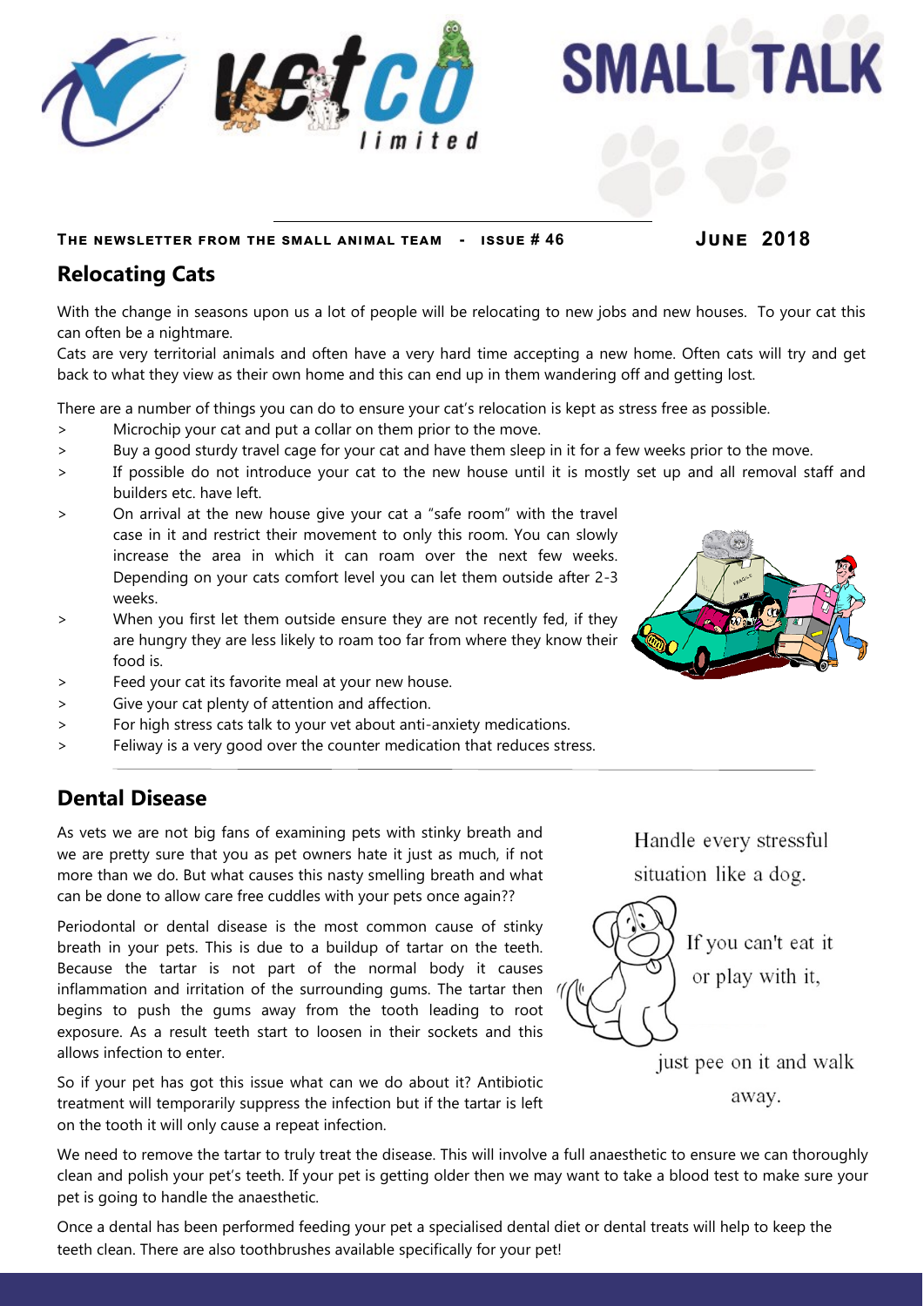# SMALL TALK

**The newsletter from the small animal team - issue # 46** **June 2018**

## Relocating Cats

With the change in seasons upon us a lot of people will be relocating to new jobs and new houses. To your cat this can often be a nightmare.

Cats are very territorial animals and often have a very hard time accepting a new home. Often cats will try and get back to what they view as their own home and this can end up in them wandering off and getting lost.

There are a number of things you can do to ensure your cat's relocation is kept as stress free as possible.

> Microchip your cat and put a collar on them prior to the move.
> Buy a good sturdy travel cage for your cat and have them sleep in it for a few weeks prior to the move.
> If possible do not introduce your cat to the new house until it is mostly set up and all removal staff and builders etc. have left.
> On arrival at the new house give your cat a "safe room" with the travel case in it and restrict their movement to only this room. You can slowly increase the area in which it can roam over the next few weeks. Depending on your cats comfort level you can let them outside after 2-3 weeks.
> When you first let them outside ensure they are not recently fed, if they are hungry they are less likely to roam too far from where they know their food is.
> Feed your cat its favorite meal at your new house.
> Give your cat plenty of attention and affection.
> For high stress cats talk to your vet about anti-anxiety medications.
> Feliway is a very good over the counter medication that reduces stress.

## Dental Disease

As vets we are not big fans of examining pets with stinky breath and we are pretty sure that you as pet owners hate it just as much, if not more than we do. But what causes this nasty smelling breath and what can be done to allow care free cuddles with your pets once again??

Periodontal or dental disease is the most common cause of stinky breath in your pets. This is due to a buildup of tartar on the teeth. Because the tartar is not part of the normal body it causes inflammation and irritation of the surrounding gums. The tartar then begins to push the gums away from the tooth leading to root exposure. As a result teeth start to loosen in their sockets and this allows infection to enter.

So if your pet has got this issue what can we do about it? Antibiotic treatment will temporarily suppress the infection but if the tartar is left on the tooth it will only cause a repeat infection.

Handle every stressful situation like a dog.

If you can't eat it or play with it,

just pee on it and walk away.

We need to remove the tartar to truly treat the disease. This will involve a full anaesthetic to ensure we can thoroughly clean and polish your pet's teeth. If your pet is getting older then we may want to take a blood test to make sure your pet is going to handle the anaesthetic.

Once a dental has been performed feeding your pet a specialised dental diet or dental treats will help to keep the teeth clean. There are also toothbrushes available specifically for your pet!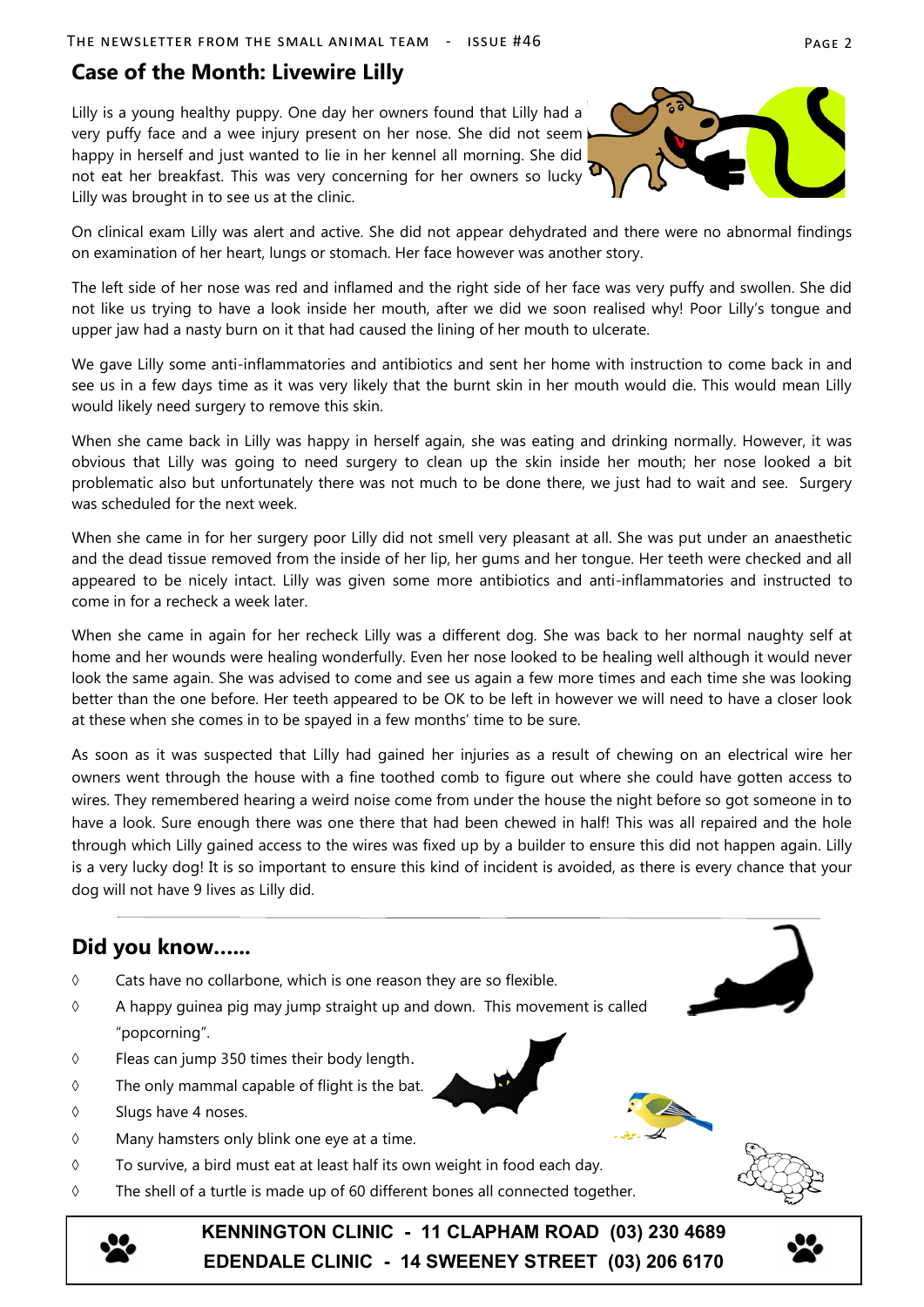## Case of the Month: Livewire Lilly

Lilly is a young healthy puppy. One day her owners found that Lilly had a very puffy face and a wee injury present on her nose. She did not seem happy in herself and just wanted to lie in her kennel all morning. She did not eat her breakfast. This was very concerning for her owners so lucky Lilly was brought in to see us at the clinic.

On clinical exam Lilly was alert and active. She did not appear dehydrated and there were no abnormal findings on examination of her heart, lungs or stomach. Her face however was another story.

The left side of her nose was red and inflamed and the right side of her face was very puffy and swollen. She did not like us trying to have a look inside her mouth, after we did we soon realised why! Poor Lilly's tongue and upper jaw had a nasty burn on it that had caused the lining of her mouth to ulcerate.

We gave Lilly some anti-inflammatories and antibiotics and sent her home with instruction to come back in and see us in a few days time as it was very likely that the burnt skin in her mouth would die. This would mean Lilly would likely need surgery to remove this skin.

When she came back in Lilly was happy in herself again, she was eating and drinking normally. However, it was obvious that Lilly was going to need surgery to clean up the skin inside her mouth; her nose looked a bit problematic also but unfortunately there was not much to be done there, we just had to wait and see. Surgery was scheduled for the next week.

When she came in for her surgery poor Lilly did not smell very pleasant at all. She was put under an anaesthetic and the dead tissue removed from the inside of her lip, her gums and her tongue. Her teeth were checked and all appeared to be nicely intact. Lilly was given some more antibiotics and anti-inflammatories and instructed to come in for a recheck a week later.

When she came in again for her recheck Lilly was a different dog. She was back to her normal naughty self at home and her wounds were healing wonderfully. Even her nose looked to be healing well although it would never look the same again. She was advised to come and see us again a few more times and each time she was looking better than the one before. Her teeth appeared to be OK to be left in however we will need to have a closer look at these when she comes in to be spayed in a few months' time to be sure.

As soon as it was suspected that Lilly had gained her injuries as a result of chewing on an electrical wire her owners went through the house with a fine toothed comb to figure out where she could have gotten access to wires. They remembered hearing a weird noise come from under the house the night before so got someone in to have a look. Sure enough there was one there that had been chewed in half! This was all repaired and the hole through which Lilly gained access to the wires was fixed up by a builder to ensure this did not happen again. Lilly is a very lucky dog! It is so important to ensure this kind of incident is avoided, as there is every chance that your dog will not have 9 lives as Lilly did.

## Did you know......

- Cats have no collarbone, which is one reason they are so flexible.
- A happy guinea pig may jump straight up and down. This movement is called "popcorning".
- Fleas can jump 350 times their body length.
- The only mammal capable of flight is the bat.
- Slugs have 4 noses.
- Many hamsters only blink one eye at a time.
- To survive, a bird must eat at least half its own weight in food each day.
- The shell of a turtle is made up of 60 different bones all connected together.

**KENNINGTON CLINIC - 11 CLAPHAM ROAD (03) 230 4689**
**EDENDALE CLINIC - 14 SWEENEY STREET (03) 206 6170**